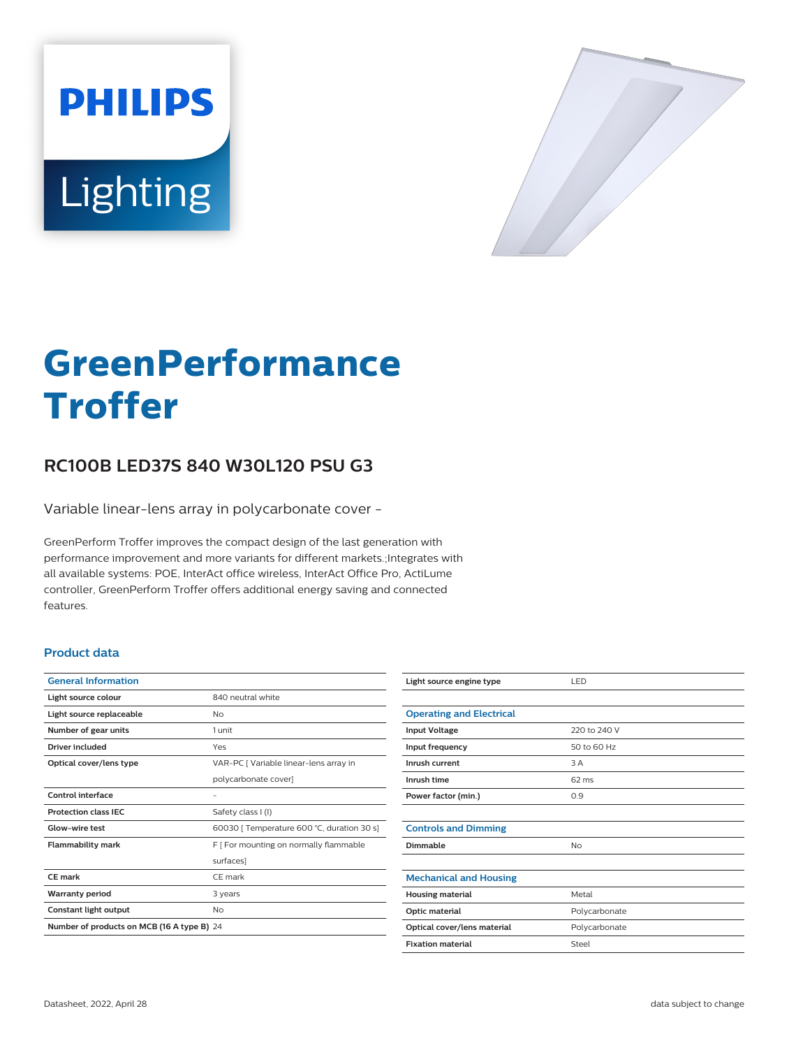# GreenPerformance Troffer

## RC100B LED37S 840 W30L120 PSU G3

Variable linear-lens array in polycarbonate cover -

GreenPerform Troffer improves the compact design of the last generation with performance improvement and more variants for different markets.;Integrates with all available systems: POE, InterAct office wireless, InterAct Office Pro, ActiLume controller, GreenPerform Troffer offers additional energy saving and connected features.

### Product data

| General Information | |
|---|---|
| Light source colour | 840 neutral white |
| Light source replaceable | No |
| Number of gear units | 1 unit |
| Driver included | Yes |
| Optical cover/lens type | VAR-PC [ Variable linear-lens array in polycarbonate cover] |
| Control interface | - |
| Protection class IEC | Safety class I (I) |
| Glow-wire test | 60030 [ Temperature 600 °C, duration 30 s] |
| Flammability mark | F [ For mounting on normally flammable surfaces] |
| CE mark | CE mark |
| Warranty period | 3 years |
| Constant light output | No |
| Number of products on MCB (16 A type B) | 24 |
| Light source engine type | LED |

| Operating and Electrical | |
|---|---|
| Input Voltage | 220 to 240 V |
| Input frequency | 50 to 60 Hz |
| Inrush current | 3 A |
| Inrush time | 62 ms |
| Power factor (min.) | 0.9 |

| Controls and Dimming | |
|---|---|
| Dimmable | No |

| Mechanical and Housing | |
|---|---|
| Housing material | Metal |
| Optic material | Polycarbonate |
| Optical cover/lens material | Polycarbonate |
| Fixation material | Steel |

Datasheet, 2022, April 28

data subject to change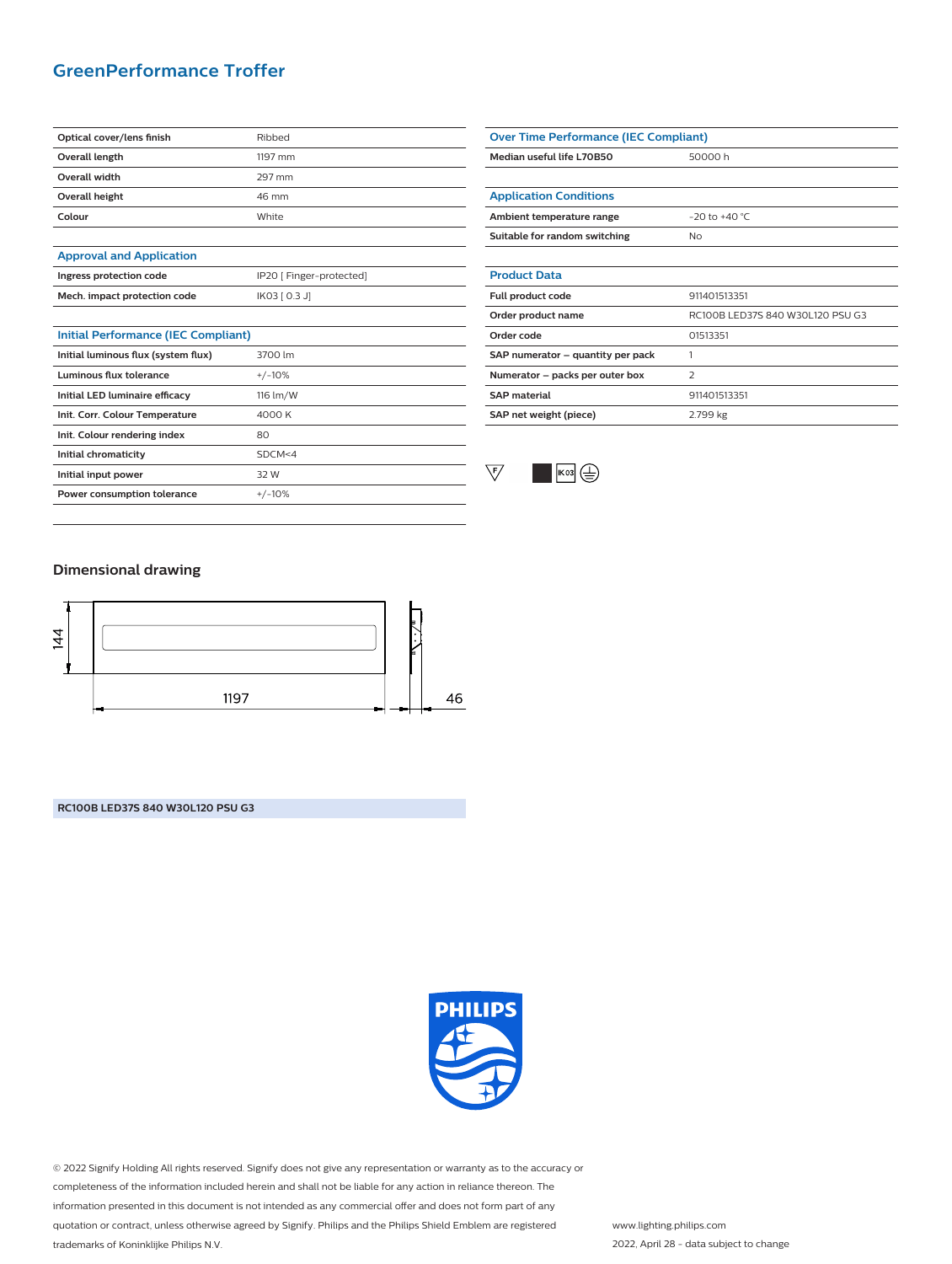## GreenPerformance Troffer

| | |
|---|---|
| Optical cover/lens finish | Ribbed |
| Overall length | 1197 mm |
| Overall width | 297 mm |
| Overall height | 46 mm |
| Colour | White |

### Approval and Application

| | |
|---|---|
| Ingress protection code | IP20 [ Finger-protected] |
| Mech. impact protection code | IK03 [ 0.3 J] |

### Initial Performance (IEC Compliant)

| | |
|---|---|
| Initial luminous flux (system flux) | 3700 lm |
| Luminous flux tolerance | +/-10% |
| Initial LED luminaire efficacy | 116 lm/W |
| Init. Corr. Colour Temperature | 4000 K |
| Init. Colour rendering index | 80 |
| Initial chromaticity | SDCM<4 |
| Initial input power | 32 W |
| Power consumption tolerance | +/-10% |

### Over Time Performance (IEC Compliant)

| | |
|---|---|
| Median useful life L70B50 | 50000 h |

### Application Conditions

| | |
|---|---|
| Ambient temperature range | -20 to +40 °C |
| Suitable for random switching | No |

### Product Data

| | |
|---|---|
| Full product code | 911401513351 |
| Order product name | RC100B LED37S 840 W30L120 PSU G3 |
| Order code | 01513351 |
| SAP numerator – quantity per pack | 1 |
| Numerator – packs per outer box | 2 |
| SAP material | 911401513351 |
| SAP net weight (piece) | 2.799 kg |

IK03

## Dimensional drawing

144

1197

46

**RC100B LED37S 840 W30L120 PSU G3**

© 2022 Signify Holding All rights reserved. Signify does not give any representation or warranty as to the accuracy or completeness of the information included herein and shall not be liable for any action in reliance thereon. The information presented in this document is not intended as any commercial offer and does not form part of any quotation or contract, unless otherwise agreed by Signify. Philips and the Philips Shield Emblem are registered trademarks of Koninklijke Philips N.V.

www.lighting.philips.com

2022, April 28 - data subject to change